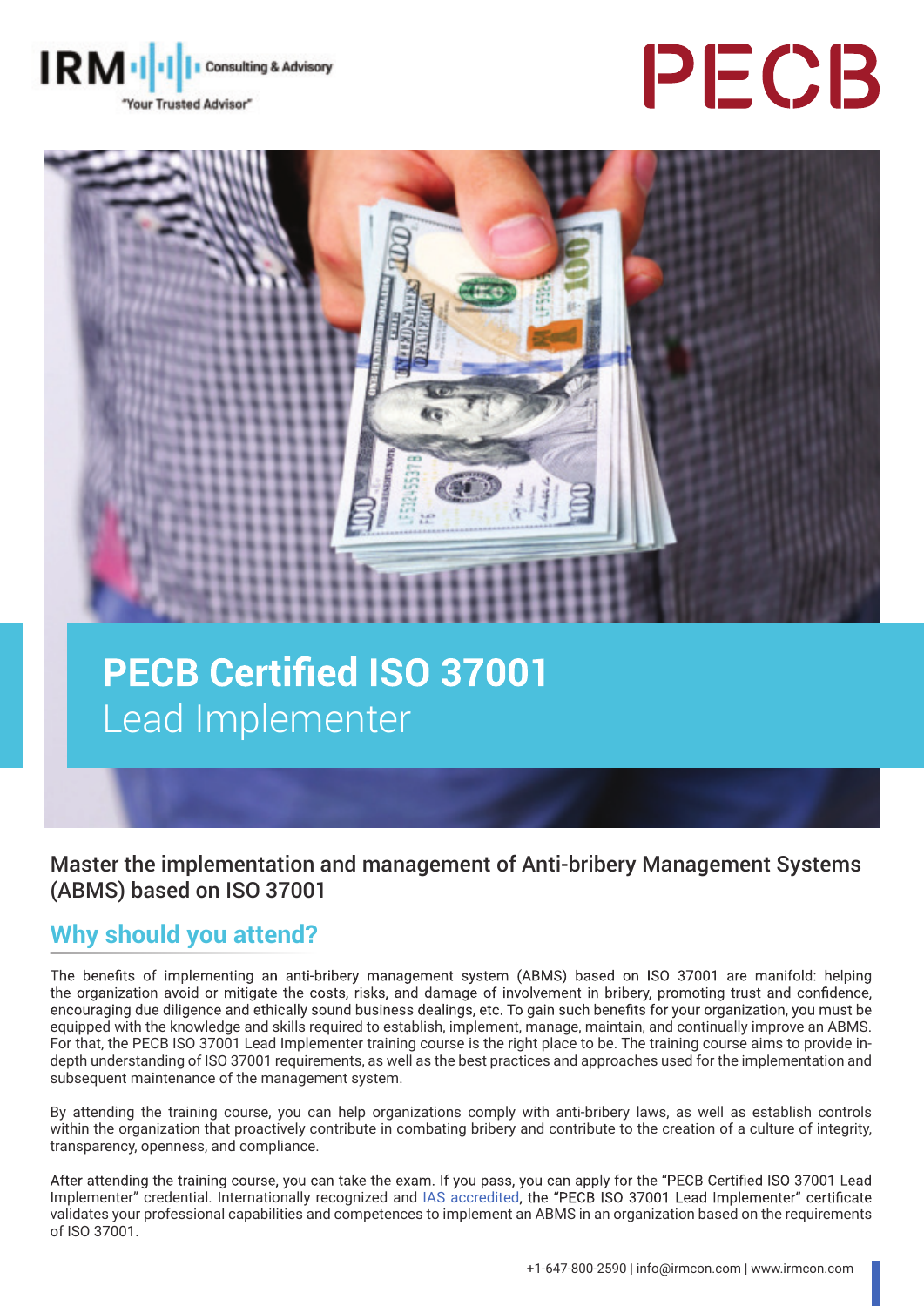# PECB Certified ISO 37001 Lead Implementer

Master the implementation and management of Anti-bribery Management Systems (ABMS) based on ISO 37001

## Why should you attend?

The benefits of implementing an anti-bribery management system (ABMS) based on ISO 37001 are manifold: helping the organization avoid or mitigate the costs, risks, and damage of involvement in bribery, promoting trust and confidence, encouraging due diligence and ethically sound business dealings, etc. To gain such benefits for your organization, you must be equipped with the knowledge and skills required to establish, implement, manage, maintain, and continually improve an ABMS. For that, the PECB ISO 37001 Lead Implementer training course is the right place to be. The training course aims to provide in-depth understanding of ISO 37001 requirements, as well as the best practices and approaches used for the implementation and subsequent maintenance of the management system.

By attending the training course, you can help organizations comply with anti-bribery laws, as well as establish controls within the organization that proactively contribute in combating bribery and contribute to the creation of a culture of integrity, transparency, openness, and compliance.

After attending the training course, you can take the exam. If you pass, you can apply for the "PECB Certified ISO 37001 Lead Implementer" credential. Internationally recognized and IAS accredited, the "PECB ISO 37001 Lead Implementer" certificate validates your professional capabilities and competences to implement an ABMS in an organization based on the requirements of ISO 37001.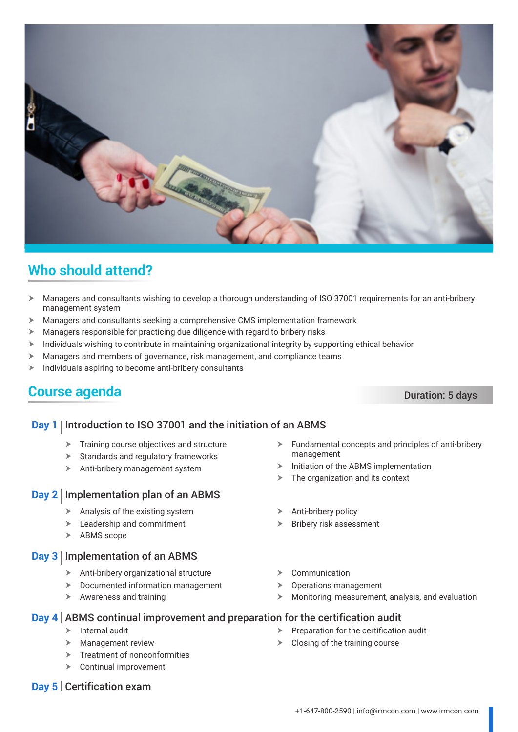## Who should attend?

- Managers and consultants wishing to develop a thorough understanding of ISO 37001 requirements for an anti-bribery management system
- Managers and consultants seeking a comprehensive CMS implementation framework
- Managers responsible for practicing due diligence with regard to bribery risks
- Individuals wishing to contribute in maintaining organizational integrity by supporting ethical behavior
- Managers and members of governance, risk management, and compliance teams
- Individuals aspiring to become anti-bribery consultants

## Course agenda

**Duration: 5 days**

### Day 1 | Introduction to ISO 37001 and the initiation of an ABMS

- Training course objectives and structure
- Standards and regulatory frameworks
- Anti-bribery management system
- Fundamental concepts and principles of anti-bribery management
- Initiation of the ABMS implementation
- The organization and its context

### Day 2 | Implementation plan of an ABMS

- Analysis of the existing system
- Leadership and commitment
- ABMS scope
- Anti-bribery policy
- Bribery risk assessment

### Day 3 | Implementation of an ABMS

- Anti-bribery organizational structure
- Documented information management
- Awareness and training
- Communication
- Operations management
- Monitoring, measurement, analysis, and evaluation

### Day 4 | ABMS continual improvement and preparation for the certification audit

- Internal audit
- Management review
- Treatment of nonconformities
- Continual improvement
- Preparation for the certification audit
- Closing of the training course

### Day 5 | Certification exam

+1-647-800-2590 | info@irmcon.com | www.irmcon.com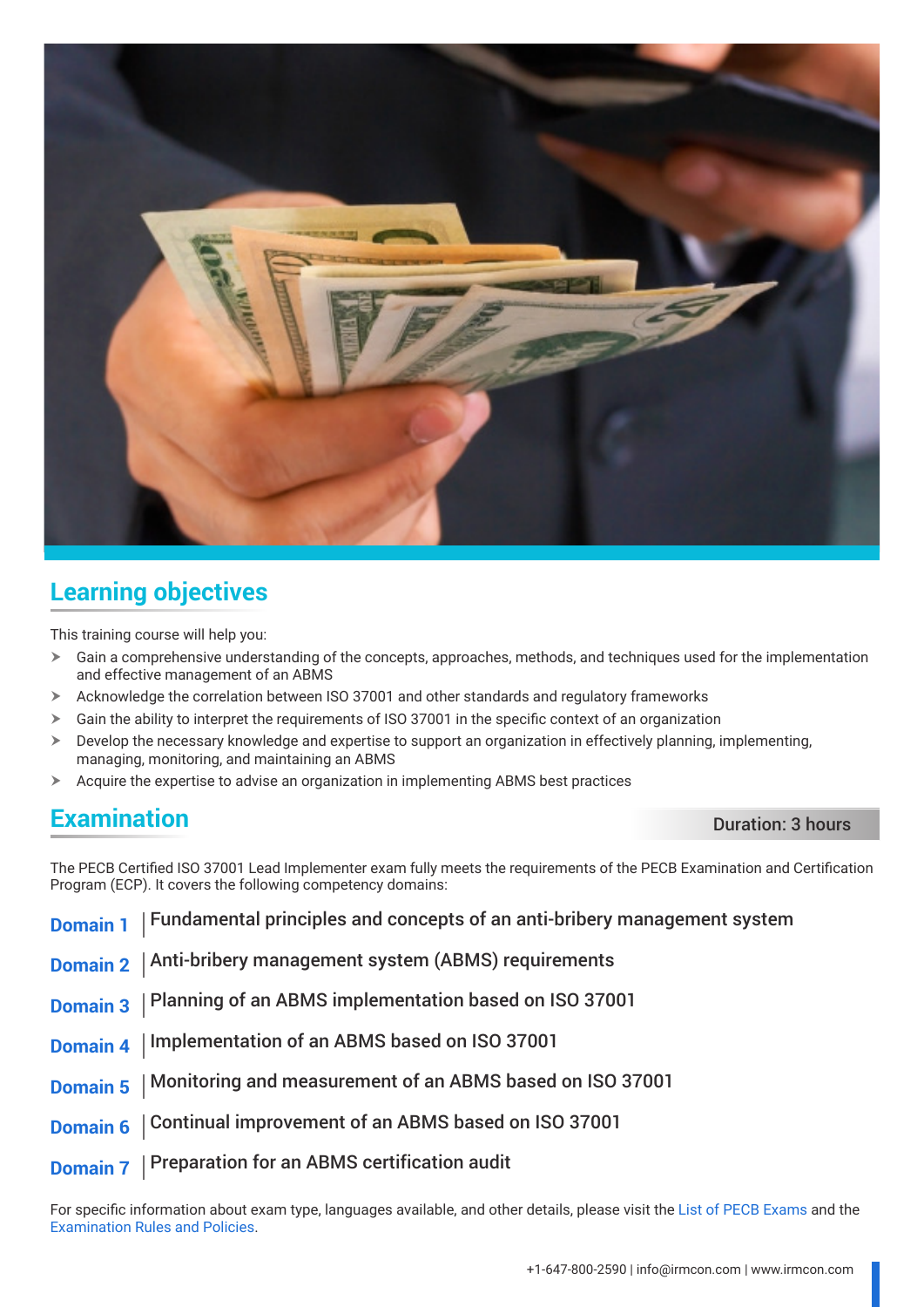## Learning objectives

This training course will help you:

- Gain a comprehensive understanding of the concepts, approaches, methods, and techniques used for the implementation and effective management of an ABMS
- Acknowledge the correlation between ISO 37001 and other standards and regulatory frameworks
- Gain the ability to interpret the requirements of ISO 37001 in the specific context of an organization
- Develop the necessary knowledge and expertise to support an organization in effectively planning, implementing, managing, monitoring, and maintaining an ABMS
- Acquire the expertise to advise an organization in implementing ABMS best practices

## Examination

Duration: 3 hours

The PECB Certified ISO 37001 Lead Implementer exam fully meets the requirements of the PECB Examination and Certification Program (ECP). It covers the following competency domains:

**Domain 1** | Fundamental principles and concepts of an anti-bribery management system

**Domain 2** | Anti-bribery management system (ABMS) requirements

**Domain 3** | Planning of an ABMS implementation based on ISO 37001

**Domain 4** | Implementation of an ABMS based on ISO 37001

**Domain 5** | Monitoring and measurement of an ABMS based on ISO 37001

**Domain 6** | Continual improvement of an ABMS based on ISO 37001

**Domain 7** | Preparation for an ABMS certification audit

For specific information about exam type, languages available, and other details, please visit the List of PECB Exams and the Examination Rules and Policies.

+1-647-800-2590 | info@irmcon.com | www.irmcon.com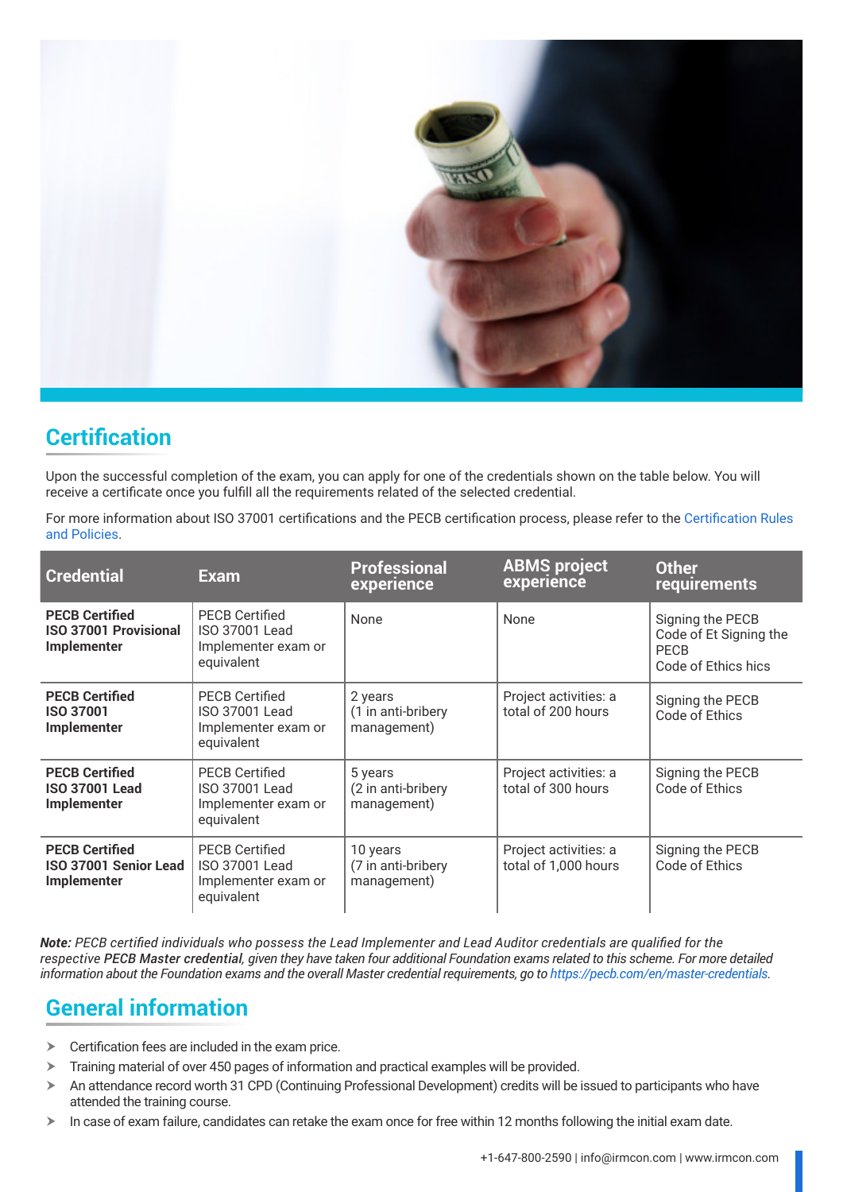## Certification

Upon the successful completion of the exam, you can apply for one of the credentials shown on the table below. You will receive a certificate once you fulfill all the requirements related of the selected credential.

For more information about ISO 37001 certifications and the PECB certification process, please refer to the Certification Rules and Policies.

| Credential | Exam | Professional experience | ABMS project experience | Other requirements |
|---|---|---|---|---|
| **PECB Certified ISO 37001 Provisional Implementer** | PECB Certified ISO 37001 Lead Implementer exam or equivalent | None | None | Signing the PECB Code of Et Signing the PECB Code of Ethics hics |
| **PECB Certified ISO 37001 Implementer** | PECB Certified ISO 37001 Lead Implementer exam or equivalent | 2 years (1 in anti-bribery management) | Project activities: a total of 200 hours | Signing the PECB Code of Ethics |
| **PECB Certified ISO 37001 Lead Implementer** | PECB Certified ISO 37001 Lead Implementer exam or equivalent | 5 years (2 in anti-bribery management) | Project activities: a total of 300 hours | Signing the PECB Code of Ethics |
| **PECB Certified ISO 37001 Senior Lead Implementer** | PECB Certified ISO 37001 Lead Implementer exam or equivalent | 10 years (7 in anti-bribery management) | Project activities: a total of 1,000 hours | Signing the PECB Code of Ethics |

***Note:** PECB certified individuals who possess the Lead Implementer and Lead Auditor credentials are qualified for the respective **PECB Master credential**, given they have taken four additional Foundation exams related to this scheme. For more detailed information about the Foundation exams and the overall Master credential requirements, go to https://pecb.com/en/master-credentials.*

## General information

- Certification fees are included in the exam price.
- Training material of over 450 pages of information and practical examples will be provided.
- An attendance record worth 31 CPD (Continuing Professional Development) credits will be issued to participants who have attended the training course.
- In case of exam failure, candidates can retake the exam once for free within 12 months following the initial exam date.

+1-647-800-2590 | info@irmcon.com | www.irmcon.com